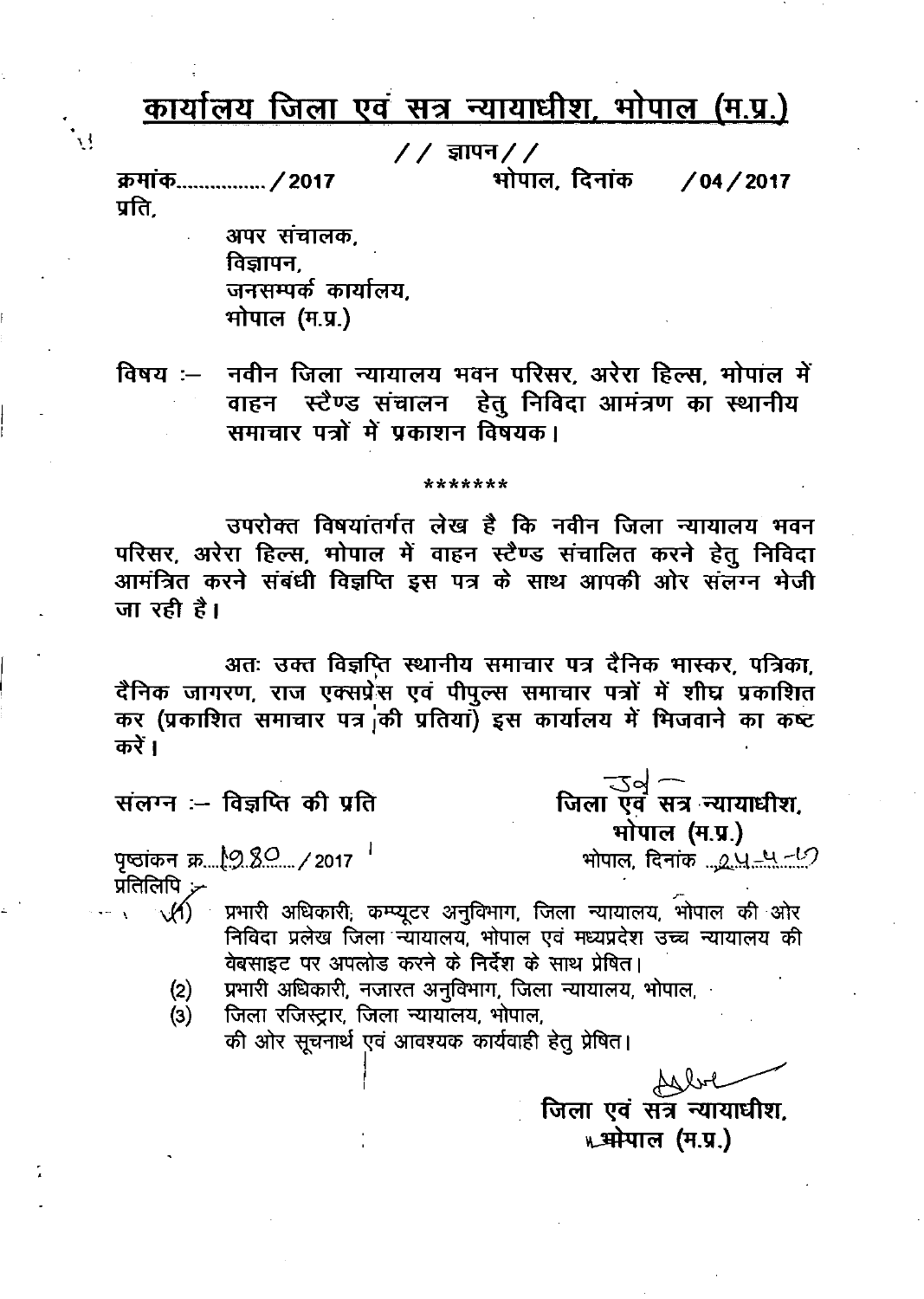# कार्यालय जिला एवं सत्र न्यायाधीश, भोपाल (म.प्र.)

// ज्ञापन //

क्रमांक................/2017 भोपाल, दिनांक /04/2017

प्रति,

अपर संचालक,
विज्ञापन,
जनसम्पर्क कार्यालय,
भोपाल (म.प्र.)

विषय :— नवीन जिला न्यायालय भवन परिसर, अरेरा हिल्स, भोपाल में वाहन स्टैण्ड संचालन हेतु निविदा आमंत्रण का स्थानीय समाचार पत्रों में प्रकाशन विषयक।

\*\*\*\*\*\*\*

उपरोक्त विषयांतर्गत लेख है कि नवीन जिला न्यायालय भवन परिसर, अरेरा हिल्स, भोपाल में वाहन स्टैण्ड संचालित करने हेतु निविदा आमंत्रित करने संबंधी विज्ञप्ति इस पत्र के साथ आपकी ओर संलग्न भेजी जा रही है।

अतः उक्त विज्ञप्ति स्थानीय समाचार पत्र दैनिक भास्कर, पत्रिका, दैनिक जागरण, राज एक्सप्रेस एवं पीपुल्स समाचार पत्रों में शीघ्र प्रकाशित कर (प्रकाशित समाचार पत्र की प्रतियां) इस कार्यालय में भिजवाने का कष्ट करें।

संलग्न :— विज्ञप्ति की प्रति

जिला एवं सत्र न्यायाधीश,
भोपाल (म.प्र.)

पृष्ठांकन क्र....1980..../2017 भोपाल, दिनांक ...24-4-17

प्रतिलिपि :–

(1) प्रभारी अधिकारी, कम्प्यूटर अनुविभाग, जिला न्यायालय, भोपाल की ओर निविदा प्रलेख जिला न्यायालय, भोपाल एवं मध्यप्रदेश उच्च न्यायालय की वेबसाइट पर अपलोड करने के निर्देश के साथ प्रेषित।

(2) प्रभारी अधिकारी, नजारत अनुविभाग, जिला न्यायालय, भोपाल,

(3) जिला रजिस्ट्रार, जिला न्यायालय, भोपाल,

की ओर सूचनार्थ एवं आवश्यक कार्यवाही हेतु प्रेषित।

जिला एवं सत्र न्यायाधीश,
भोपाल (म.प्र.)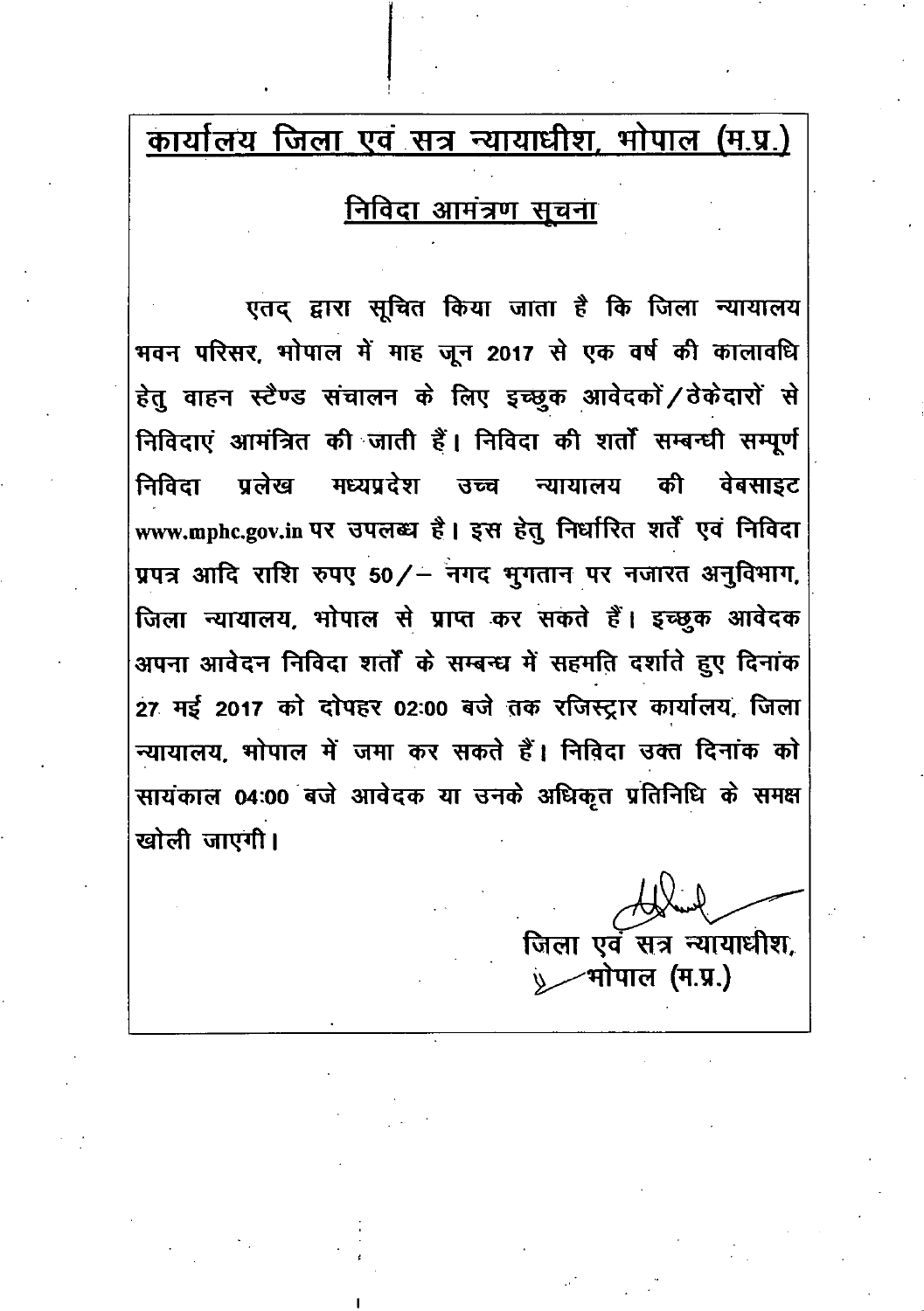## कार्यालय जिला एवं सत्र न्यायाधीश, भोपाल (म.प्र.)

### निविदा आमंत्रण सूचना

एतद् द्वारा सूचित किया जाता है कि जिला न्यायालय भवन परिसर, भोपाल में माह जून 2017 से एक वर्ष की कालावधि हेतु वाहन स्टैण्ड संचालन के लिए इच्छुक आवेदकों/ठेकेदारों से निविदाएं आमंत्रित की जाती हैं। निविदा की शर्तों सम्बन्धी सम्पूर्ण निविदा प्रलेख मध्यप्रदेश उच्च न्यायालय की वेबसाइट www.mphc.gov.in पर उपलब्ध है। इस हेतु निर्धारित शर्तें एवं निविदा प्रपत्र आदि राशि रुपए 50/- नगद भुगतान पर नजारत अनुविभाग, जिला न्यायालय, भोपाल से प्राप्त कर सकते हैं। इच्छुक आवेदक अपना आवेदन निविदा शर्तों के सम्बन्ध में सहमति दर्शाते हुए दिनांक 27 मई 2017 को दोपहर 02:00 बजे तक रजिस्ट्रार कार्यालय, जिला न्यायालय, भोपाल में जमा कर सकते हैं। निविदा उक्त दिनांक को सायंकाल 04:00 बजे आवेदक या उनके अधिकृत प्रतिनिधि के समक्ष खोली जाएगी।

जिला एवं सत्र न्यायाधीश,
भोपाल (म.प्र.)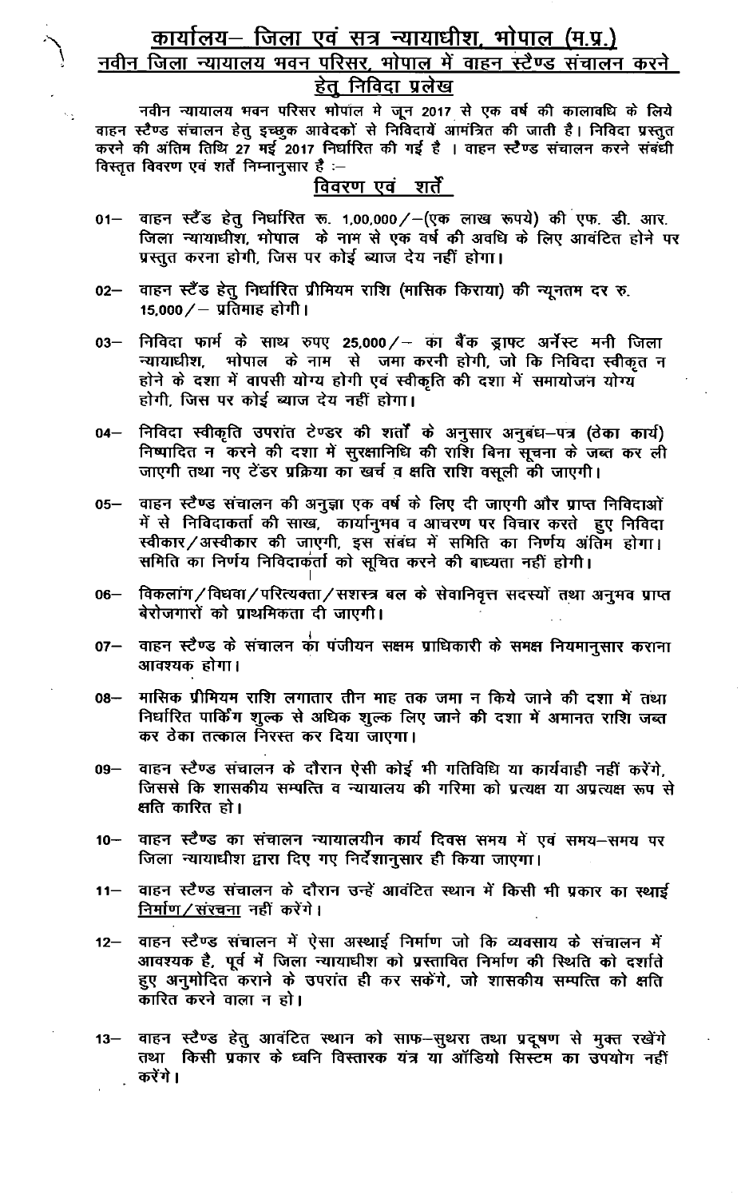# कार्यालय— जिला एवं सत्र न्यायाधीश, भोपाल (म.प्र.)

## नवीन जिला न्यायालय भवन परिसर, भोपाल में वाहन स्टैण्ड संचालन करने हेतु निविदा प्रलेख

नवीन न्यायालय भवन परिसर भोपाल मे जून 2017 से एक वर्ष की कालावधि के लिये वाहन स्टैण्ड संचालन हेतु इच्छुक आवेदकों से निविदायें आमंत्रित की जाती है। निविदा प्रस्तुत करने की अंतिम तिथि 27 मई 2017 निर्धारित की गई है । वाहन स्टैण्ड संचालन करने संबंधी विस्तृत विवरण एवं शर्ते निम्नानुसार है :—

### विवरण एवं शर्ते

01— वाहन स्टैंड हेतु निर्धारित रू. 1,00,000/—(एक लाख रूपये) की एफ. डी. आर. जिला न्यायाधीश, भोपाल के नाम से एक वर्ष की अवधि के लिए आवंटित होने पर प्रस्तुत करना होगी, जिस पर कोई ब्याज देय नहीं होगा।

02— वाहन स्टैंड हेतु निर्धारित प्रीमियम राशि (मासिक किराया) की न्यूनतम दर रु. 15,000/— प्रतिमाह होगी।

03— निविदा फार्म के साथ रुपए 25,000/— का बैंक ड्राफ्ट अर्नेस्ट मनी जिला न्यायाधीश, भोपाल के नाम से जमा करनी होगी, जो कि निविदा स्वीकृत न होने के दशा में वापसी योग्य होगी एवं स्वीकृति की दशा में समायोजन योग्य होगी, जिस पर कोई ब्याज देय नहीं होगा।

04— निविदा स्वीकृति उपरांत टेण्डर की शर्तों के अनुसार अनुबंध—पत्र (ठेका कार्य) निष्पादित न करने की दशा में सुरक्षानिधि की राशि बिना सूचना के जब्त कर ली जाएगी तथा नए टेंडर प्रक्रिया का खर्च व क्षति राशि वसूली की जाएगी।

05— वाहन स्टैण्ड संचालन की अनुज्ञा एक वर्ष के लिए दी जाएगी और प्राप्त निविदाओं में से निविदाकर्ता की साख, कार्यानुभव व आचरण पर विचार करते हुए निविदा स्वीकार/अस्वीकार की जाएगी, इस संबंध में समिति का निर्णय अंतिम होगा। समिति का निर्णय निविदाकर्ता को सूचित करने की बाध्यता नहीं होगी।

06— विकलांग/विधवा/परित्यक्ता/सशस्त्र बल के सेवानिवृत्त सदस्यों तथा अनुभव प्राप्त बेरोजगारों को प्राथमिकता दी जाएगी।

07— वाहन स्टैण्ड के संचालन का पंजीयन सक्षम प्राधिकारी के समक्ष नियमानुसार कराना आवश्यक होगा।

08— मासिक प्रीमियम राशि लगातार तीन माह तक जमा न किये जाने की दशा में तथा निर्धारित पार्किंग शुल्क से अधिक शुल्क लिए जाने की दशा में अमानत राशि जब्त कर ठेका तत्काल निरस्त कर दिया जाएगा।

09— वाहन स्टैण्ड संचालन के दौरान ऐसी कोई भी गतिविधि या कार्यवाही नहीं करेंगे, जिससे कि शासकीय सम्पत्ति व न्यायालय की गरिमा को प्रत्यक्ष या अप्रत्यक्ष रूप से क्षति कारित हो।

10— वाहन स्टैण्ड का संचालन न्यायालयीन कार्य दिवस समय में एवं समय—समय पर जिला न्यायाधीश द्वारा दिए गए निर्देशानुसार ही किया जाएगा।

11— वाहन स्टैण्ड संचालन के दौरान उन्हें आवंटित स्थान में किसी भी प्रकार का स्थाई निर्माण/संरचना नहीं करेंगे।

12— वाहन स्टैण्ड संचालन में ऐसा अस्थाई निर्माण जो कि व्यवसाय के संचालन में आवश्यक है, पूर्व में जिला न्यायाधीश को प्रस्तावित निर्माण की स्थिति को दर्शाते हुए अनुमोदित कराने के उपरांत ही कर सकेंगे, जो शासकीय सम्पत्ति को क्षति कारित करने वाला न हो।

13— वाहन स्टैण्ड हेतु आवंटित स्थान को साफ—सुथरा तथा प्रदूषण से मुक्त रखेंगे तथा किसी प्रकार के ध्वनि विस्तारक यंत्र या ऑडियो सिस्टम का उपयोग नहीं करेंगे।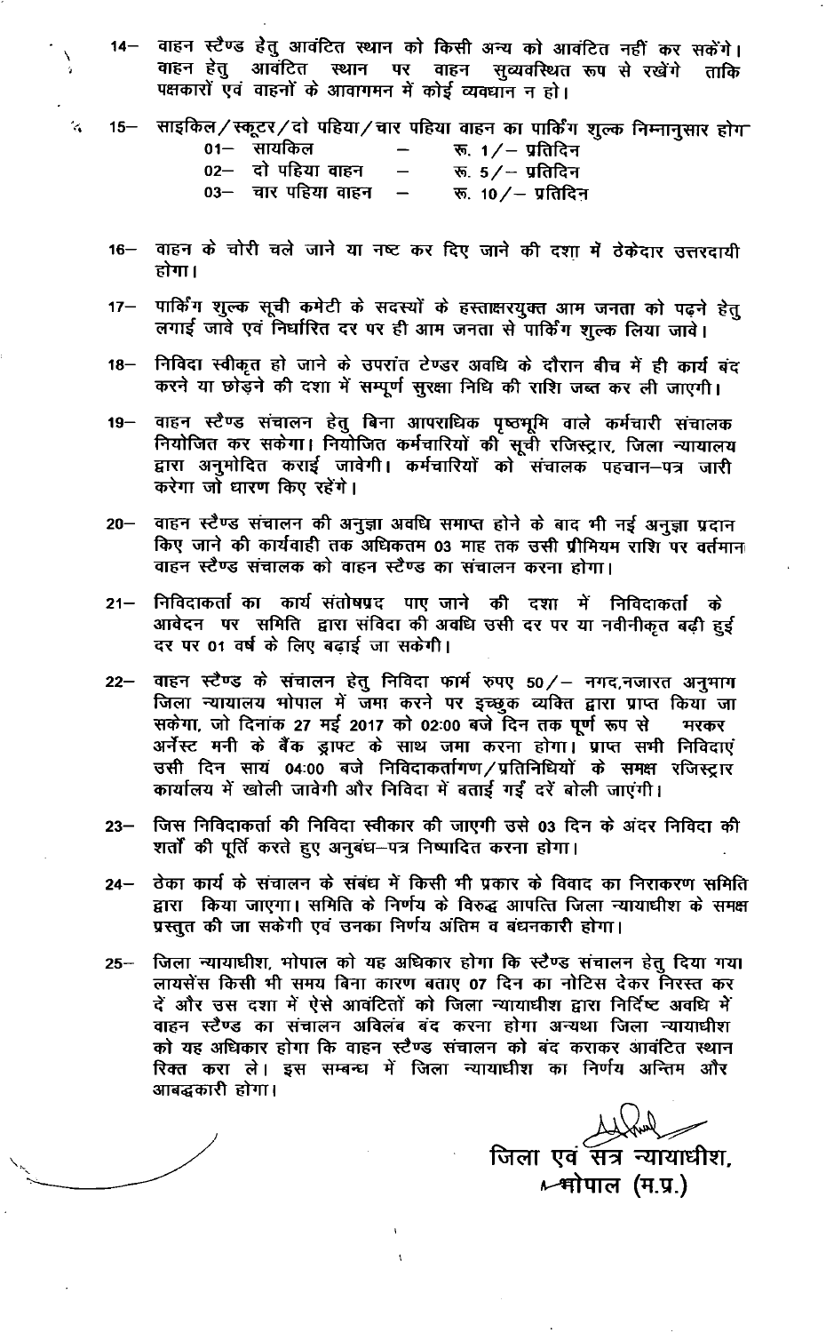14– वाहन स्टैण्ड हेतु आवंटित स्थान को किसी अन्य को आवंटित नहीं कर सकेंगे। वाहन हेतु आवंटित स्थान पर वाहन सुव्यवस्थित रूप से रखेंगे ताकि पक्षकारों एवं वाहनों के आवागमन में कोई व्यवधान न हो।

15– साइकिल/स्कूटर/दो पहिया/चार पहिया वाहन का पार्किंग शुल्क निम्नानुसार होगा

| | | | |
|---|---|---|---|
| 01– | सायकिल | – | रू. 1/– प्रतिदिन |
| 02– | दो पहिया वाहन | – | रू. 5/– प्रतिदिन |
| 03– | चार पहिया वाहन | – | रू. 10/– प्रतिदिन |

16– वाहन के चोरी चले जाने या नष्ट कर दिए जाने की दशा में ठेकेदार उत्तरदायी होगा।

17– पार्किंग शुल्क सूची कमेटी के सदस्यों के हस्ताक्षरयुक्त आम जनता को पढ़ने हेतु लगाई जावे एवं निर्धारित दर पर ही आम जनता से पार्किंग शुल्क लिया जावे।

18– निविदा स्वीकृत हो जाने के उपरांत टेण्डर अवधि के दौरान बीच में ही कार्य बंद करने या छोड़ने की दशा में सम्पूर्ण सुरक्षा निधि की राशि जब्त कर ली जाएगी।

19– वाहन स्टैण्ड संचालन हेतु बिना आपराधिक पृष्ठभूमि वाले कर्मचारी संचालक नियोजित कर सकेगा। नियोजित कर्मचारियों की सूची रजिस्ट्रार, जिला न्यायालय द्वारा अनुमोदित कराई जावेगी। कर्मचारियों को संचालक पहचान–पत्र जारी करेगा जो धारण किए रहेंगे।

20– वाहन स्टैण्ड संचालन की अनुज्ञा अवधि समाप्त होने के बाद भी नई अनुज्ञा प्रदान किए जाने की कार्यवाही तक अधिकतम 03 माह तक उसी प्रीमियम राशि पर वर्तमान वाहन स्टैण्ड संचालक को वाहन स्टैण्ड का संचालन करना होगा।

21– निविदाकर्ता का कार्य संतोषप्रद पाए जाने की दशा में निविदाकर्ता के आवेदन पर समिति द्वारा संविदा की अवधि उसी दर पर या नवीनीकृत बढ़ी हुई दर पर 01 वर्ष के लिए बढ़ाई जा सकेगी।

22– वाहन स्टैण्ड के संचालन हेतु निविदा फार्म रुपए 50/– नगद,नजारत अनुभाग जिला न्यायालय भोपाल में जमा करने पर इच्छुक व्यक्ति द्वारा प्राप्त किया जा सकेगा, जो दिनांक 27 मई 2017 को 02:00 बजे दिन तक पूर्ण रूप से भरकर अर्नेस्ट मनी के बैंक ड्राफ्ट के साथ जमा करना होगा। प्राप्त सभी निविदाएं उसी दिन सायं 04:00 बजे निविदाकर्तागण/प्रतिनिधियों के समक्ष रजिस्ट्रार कार्यालय में खोली जावेगी और निविदा में बताई गई दरें बोली जाएंगी।

23– जिस निविदाकर्ता की निविदा स्वीकार की जाएगी उसे 03 दिन के अंदर निविदा की शर्तों की पूर्ति करते हुए अनुबंध–पत्र निष्पादित करना होगा।

24– ठेका कार्य के संचालन के संबंध में किसी भी प्रकार के विवाद का निराकरण समिति द्वारा किया जाएगा। समिति के निर्णय के विरुद्ध आपत्ति जिला न्यायाधीश के समक्ष प्रस्तुत की जा सकेगी एवं उनका निर्णय अंतिम व बंधनकारी होगा।

25– जिला न्यायाधीश, भोपाल को यह अधिकार होगा कि स्टैण्ड संचालन हेतु दिया गया लायसेंस किसी भी समय बिना कारण बताए 07 दिन का नोटिस देकर निरस्त कर दें और उस दशा में ऐसे आवंटितों को जिला न्यायाधीश द्वारा निर्दिष्ट अवधि में वाहन स्टैण्ड का संचालन अविलंब बंद करना होगा अन्यथा जिला न्यायाधीश को यह अधिकार होगा कि वाहन स्टैण्ड संचालन को बंद कराकर आवंटित स्थान रिक्त करा ले। इस सम्बन्ध में जिला न्यायाधीश का निर्णय अन्तिम और आबद्धकारी होगा।

जिला एवं सत्र न्यायाधीश,
भोपाल (म.प्र.)